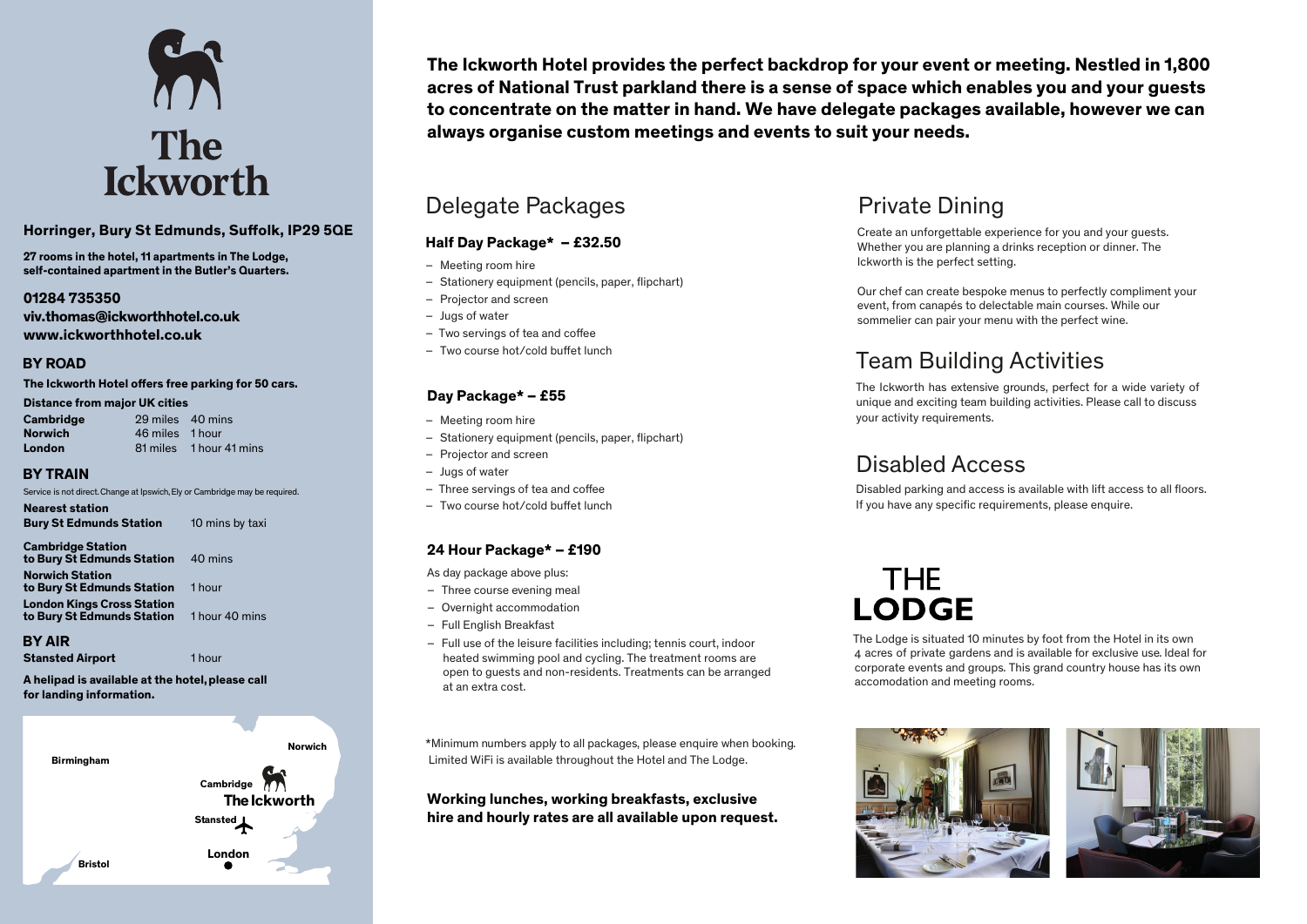# The Ickworth

## Horringer, Bury St Edmunds, Suffolk, IP29 5QE

**27 rooms in the hotel, 11 apartments in The Lodge, self-contained apartment in the Butler's Quarters.**

**01284 735350**
**viv.thomas@ickworthhotel.co.uk**
**www.ickworthhotel.co.uk**

### BY ROAD

**The Ickworth Hotel offers free parking for 50 cars.**

**Distance from major UK cities**

| | | |
|---|---|---|
| **Cambridge** | 29 miles | 40 mins |
| **Norwich** | 46 miles | 1 hour |
| **London** | 81 miles | 1 hour 41 mins |

### BY TRAIN

Service is not direct. Change at Ipswich, Ely or Cambridge may be required.

| | |
|---|---|
| **Nearest station** **Bury St Edmunds Station** | 10 mins by taxi |
| **Cambridge Station to Bury St Edmunds Station** | 40 mins |
| **Norwich Station to Bury St Edmunds Station** | 1 hour |
| **London Kings Cross Station to Bury St Edmunds Station** | 1 hour 40 mins |

### BY AIR

| | |
|---|---|
| **Stansted Airport** | 1 hour |

**A helipad is available at the hotel, please call for landing information.**

Birmingham
Norwich
Cambridge
The Ickworth
Stansted
London
Bristol

**The Ickworth Hotel provides the perfect backdrop for your event or meeting. Nestled in 1,800 acres of National Trust parkland there is a sense of space which enables you and your guests to concentrate on the matter in hand. We have delegate packages available, however we can always organise custom meetings and events to suit your needs.**

## Delegate Packages

### Half Day Package* – £32.50

- Meeting room hire
- Stationery equipment (pencils, paper, flipchart)
- Projector and screen
- Jugs of water
- Two servings of tea and coffee
- Two course hot/cold buffet lunch

### Day Package* – £55

- Meeting room hire
- Stationery equipment (pencils, paper, flipchart)
- Projector and screen
- Jugs of water
- Three servings of tea and coffee
- Two course hot/cold buffet lunch

### 24 Hour Package* – £190

As day package above plus:

- Three course evening meal
- Overnight accommodation
- Full English Breakfast
- Full use of the leisure facilities including; tennis court, indoor heated swimming pool and cycling. The treatment rooms are open to guests and non-residents. Treatments can be arranged at an extra cost.

*Minimum numbers apply to all packages, please enquire when booking. Limited WiFi is available throughout the Hotel and The Lodge.

**Working lunches, working breakfasts, exclusive hire and hourly rates are all available upon request.**

## Private Dining

Create an unforgettable experience for you and your guests. Whether you are planning a drinks reception or dinner. The Ickworth is the perfect setting.

Our chef can create bespoke menus to perfectly compliment your event, from canapés to delectable main courses. While our sommelier can pair your menu with the perfect wine.

## Team Building Activities

The Ickworth has extensive grounds, perfect for a wide variety of unique and exciting team building activities. Please call to discuss your activity requirements.

## Disabled Access

Disabled parking and access is available with lift access to all floors. If you have any specific requirements, please enquire.

## THE LODGE

The Lodge is situated 10 minutes by foot from the Hotel in its own 4 acres of private gardens and is available for exclusive use. Ideal for corporate events and groups. This grand country house has its own accomodation and meeting rooms.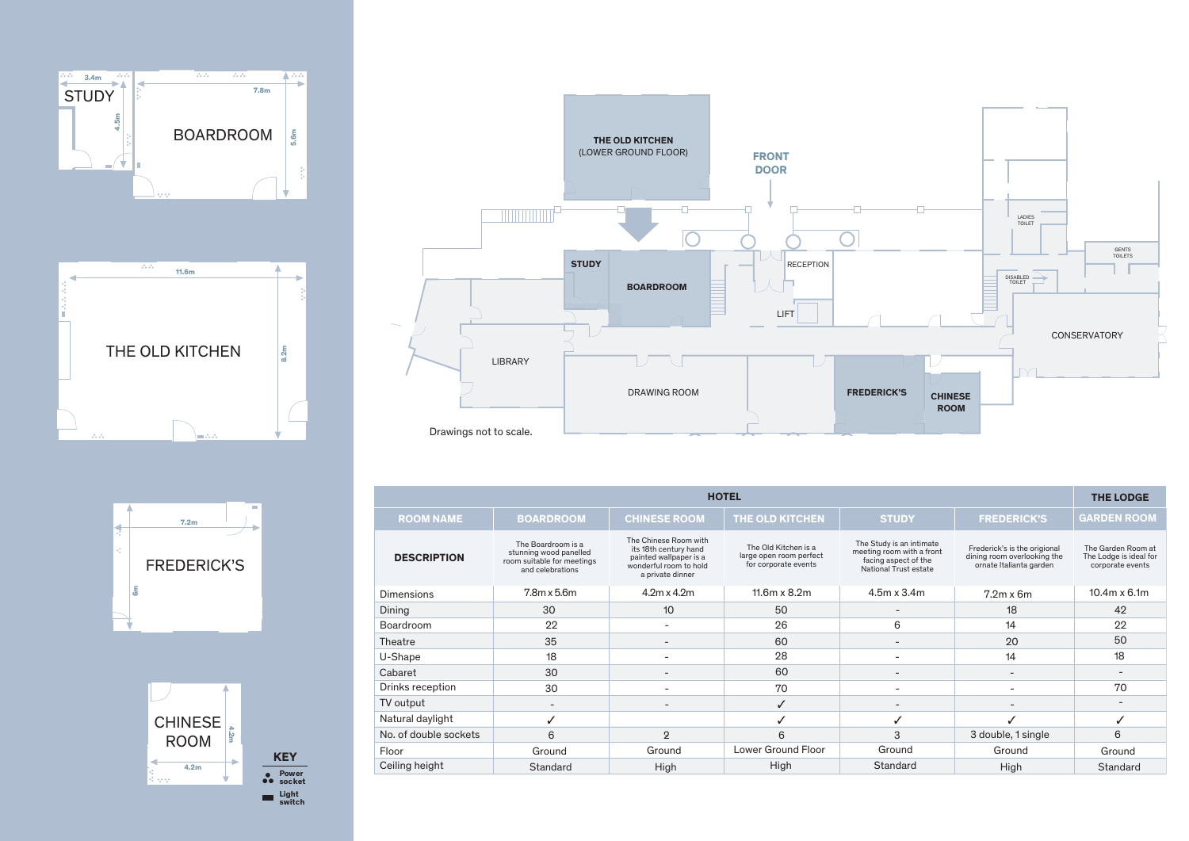STUDY

3.4m

4.5m

BOARDROOM

7.8m

5.6m

THE OLD KITCHEN

11.6m

8.2m

FREDERICK'S

7.2m

6m

CHINESE ROOM

4.2m

4.2m

**KEY**

Power socket

Light switch

THE OLD KITCHEN (LOWER GROUND FLOOR)

FRONT DOOR

STUDY

BOARDROOM

RECEPTION

LIFT

LADIES TOILET

GENTS TOILETS

DISABLED TOILET

CONSERVATORY

LIBRARY

DRAWING ROOM

FREDERICK'S

CHINESE ROOM

Drawings not to scale.

| | HOTEL | | | | | THE LODGE |
|---|---|---|---|---|---|---|
| **ROOM NAME** | **BOARDROOM** | **CHINESE ROOM** | **THE OLD KITCHEN** | **STUDY** | **FREDERICK'S** | **GARDEN ROOM** |
| **DESCRIPTION** | The Boardroom is a stunning wood panelled room suitable for meetings and celebrations | The Chinese Room with its 18th century hand painted wallpaper is a wonderful room to hold a private dinner | The Old Kitchen is a large open room perfect for corporate events | The Study is an intimate meeting room with a front facing aspect of the National Trust estate | Frederick's is the origional dining room overlooking the ornate Italianta garden | The Garden Room at The Lodge is ideal for corporate events |
| Dimensions | 7.8m x 5.6m | 4.2m x 4.2m | 11.6m x 8.2m | 4.5m x 3.4m | 7.2m x 6m | 10.4m x 6.1m |
| Dining | 30 | 10 | 50 | - | 18 | 42 |
| Boardroom | 22 | - | 26 | 6 | 14 | 22 |
| Theatre | 35 | - | 60 | - | 20 | 50 |
| U-Shape | 18 | - | 28 | - | 14 | 18 |
| Cabaret | 30 | - | 60 | - | - | - |
| Drinks reception | 30 | - | 70 | - | - | 70 |
| TV output | - | - | ✓ | - | - | - |
| Natural daylight | ✓ | | ✓ | ✓ | ✓ | ✓ |
| No. of double sockets | 6 | 2 | 6 | 3 | 3 double, 1 single | 6 |
| Floor | Ground | Ground | Lower Ground Floor | Ground | Ground | Ground |
| Ceiling height | Standard | High | High | Standard | High | Standard |